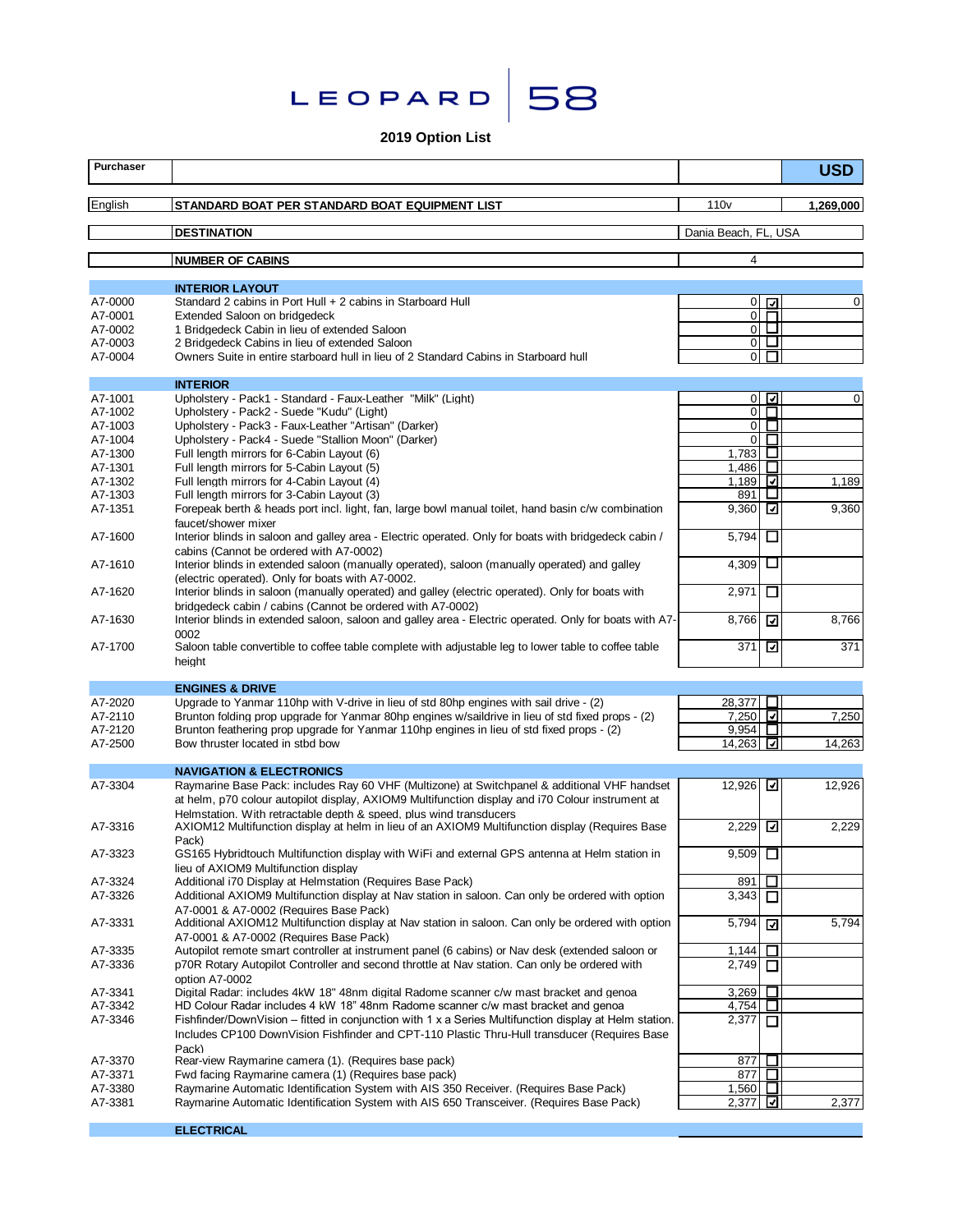# LEOPARD 58

## 2019 Option List

| Code | Description | Price | Selected | USD |
|---|---|---|---|---|
| Purchaser | | | | USD |
| English | **STANDARD BOAT PER STANDARD BOAT EQUIPMENT LIST** | 110v | | 1,269,000 |
| | **DESTINATION** | Dania Beach, FL, USA | | |
| | **NUMBER OF CABINS** | 4 | | |
| | **INTERIOR LAYOUT** | | | |
| A7-0000 | Standard 2 cabins in Port Hull + 2 cabins in Starboard Hull | 0 | ☑ | 0 |
| A7-0001 | Extended Saloon on bridgedeck | 0 | ☐ | |
| A7-0002 | 1 Bridgedeck Cabin in lieu of extended Saloon | 0 | ☐ | |
| A7-0003 | 2 Bridgedeck Cabins in lieu of extended Saloon | 0 | ☐ | |
| A7-0004 | Owners Suite in entire starboard hull in lieu of 2 Standard Cabins in Starboard hull | 0 | ☐ | |
| | **INTERIOR** | | | |
| A7-1001 | Upholstery - Pack1 - Standard - Faux-Leather "Milk" (Light) | 0 | ☑ | 0 |
| A7-1002 | Upholstery - Pack2 - Suede "Kudu" (Light) | 0 | ☐ | |
| A7-1003 | Upholstery - Pack3 - Faux-Leather "Artisan" (Darker) | 0 | ☐ | |
| A7-1004 | Upholstery - Pack4 - Suede "Stallion Moon" (Darker) | 0 | ☐ | |
| A7-1300 | Full length mirrors for 6-Cabin Layout (6) | 1,783 | ☐ | |
| A7-1301 | Full length mirrors for 5-Cabin Layout (5) | 1,486 | ☐ | |
| A7-1302 | Full length mirrors for 4-Cabin Layout (4) | 1,189 | ☑ | 1,189 |
| A7-1303 | Full length mirrors for 3-Cabin Layout (3) | 891 | ☐ | |
| A7-1351 | Forepeak berth & heads port incl. light, fan, large bowl manual toilet, hand basin c/w combination faucet/shower mixer | 9,360 | ☑ | 9,360 |
| A7-1600 | Interior blinds in saloon and galley area - Electric operated. Only for boats with bridgedeck cabin / cabins (Cannot be ordered with A7-0002) | 5,794 | ☐ | |
| A7-1610 | Interior blinds in extended saloon (manually operated), saloon (manually operated) and galley (electric operated). Only for boats with A7-0002. | 4,309 | ☐ | |
| A7-1620 | Interior blinds in saloon (manually operated) and galley (electric operated). Only for boats with bridgedeck cabin / cabins (Cannot be ordered with A7-0002) | 2,971 | ☐ | |
| A7-1630 | Interior blinds in extended saloon, saloon and galley area - Electric operated. Only for boats with A7-0002 | 8,766 | ☑ | 8,766 |
| A7-1700 | Saloon table convertible to coffee table complete with adjustable leg to lower table to coffee table height | 371 | ☑ | 371 |
| | **ENGINES & DRIVE** | | | |
| A7-2020 | Upgrade to Yanmar 110hp with V-drive in lieu of std 80hp engines with sail drive - (2) | 28,377 | ☐ | |
| A7-2110 | Brunton folding prop upgrade for Yanmar 80hp engines w/saildrive in lieu of std fixed props - (2) | 7,250 | ☑ | 7,250 |
| A7-2120 | Brunton feathering prop upgrade for Yanmar 110hp engines in lieu of std fixed props - (2) | 9,954 | ☐ | |
| A7-2500 | Bow thruster located in stbd bow | 14,263 | ☑ | 14,263 |
| | **NAVIGATION & ELECTRONICS** | | | |
| A7-3304 | Raymarine Base Pack: includes Ray 60 VHF (Multizone) at Switchpanel & additional VHF handset at helm, p70 colour autopilot display, AXIOM9 Multifunction display and i70 Colour instrument at Helmstation. With retractable depth & speed, plus wind transducers | 12,926 | ☑ | 12,926 |
| A7-3316 | AXIOM12 Multifunction display at helm in lieu of an AXIOM9 Multifunction display (Requires Base Pack) | 2,229 | ☑ | 2,229 |
| A7-3323 | GS165 Hybridtouch Multifunction display with WiFi and external GPS antenna at Helm station in lieu of AXIOM9 Multifunction display | 9,509 | ☐ | |
| A7-3324 | Additional i70 Display at Helmstation (Requires Base Pack) | 891 | ☐ | |
| A7-3326 | Additional AXIOM9 Multifunction display at Nav station in saloon. Can only be ordered with option A7-0001 & A7-0002 (Requires Base Pack) | 3,343 | ☐ | |
| A7-3331 | Additional AXIOM12 Multifunction display at Nav station in saloon. Can only be ordered with option A7-0001 & A7-0002 (Requires Base Pack) | 5,794 | ☑ | 5,794 |
| A7-3335 | Autopilot remote smart controller at instrument panel (6 cabins) or Nav desk (extended saloon or | 1,144 | ☐ | |
| A7-3336 | p70R Rotary Autopilot Controller and second throttle at Nav station. Can only be ordered with option A7-0002 | 2,749 | ☐ | |
| A7-3341 | Digital Radar: includes 4kW 18" 48nm digital Radome scanner c/w mast bracket and genoa | 3,269 | ☐ | |
| A7-3342 | HD Colour Radar includes 4 kW 18" 48nm Radome scanner c/w mast bracket and genoa | 4,754 | ☐ | |
| A7-3346 | Fishfinder/DownVision – fitted in conjunction with 1 x a Series Multifunction display at Helm station. Includes CP100 DownVision Fishfinder and CPT-110 Plastic Thru-Hull transducer (Requires Base Pack) | 2,377 | ☐ | |
| A7-3370 | Rear-view Raymarine camera (1). (Requires base pack) | 877 | ☐ | |
| A7-3371 | Fwd facing Raymarine camera (1) (Requires base pack) | 877 | ☐ | |
| A7-3380 | Raymarine Automatic Identification System with AIS 350 Receiver. (Requires Base Pack) | 1,560 | ☐ | |
| A7-3381 | Raymarine Automatic Identification System with AIS 650 Transceiver. (Requires Base Pack) | 2,377 | ☑ | 2,377 |
| | **ELECTRICAL** | | | |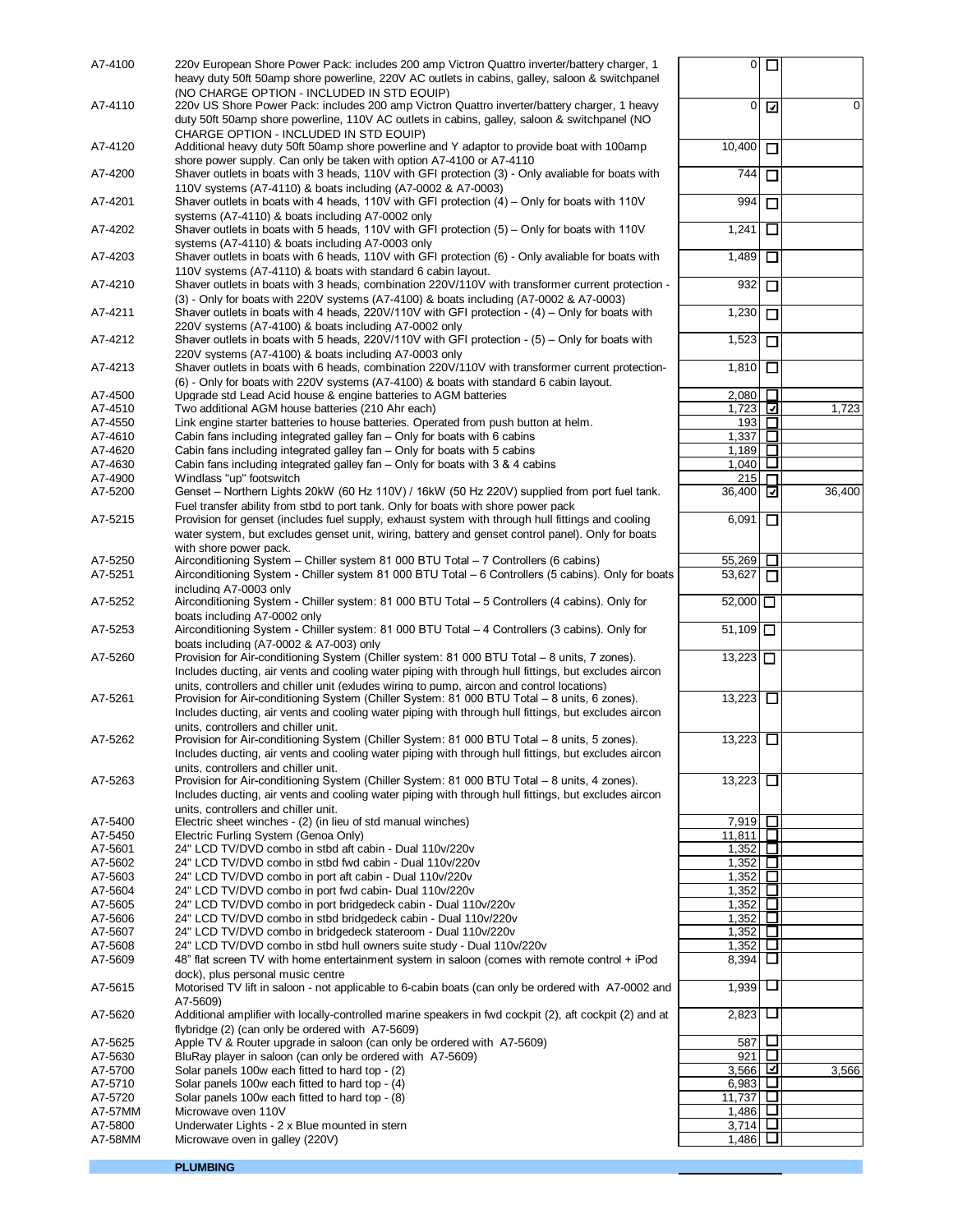| Code | Description | Price | Selected | Total |
|---|---|---|---|---|
| A7-4100 | 220v European Shore Power Pack: includes 200 amp Victron Quattro inverter/battery charger, 1 heavy duty 50ft 50amp shore powerline, 220V AC outlets in cabins, galley, saloon & switchpanel (NO CHARGE OPTION - INCLUDED IN STD EQUIP) | 0 | ☐ | |
| A7-4110 | 220v US Shore Power Pack: includes 200 amp Victron Quattro inverter/battery charger, 1 heavy duty 50ft 50amp shore powerline, 110V AC outlets in cabins, galley, saloon & switchpanel (NO CHARGE OPTION - INCLUDED IN STD EQUIP) | 0 | ☑ | 0 |
| A7-4120 | Additional heavy duty 50ft 50amp shore powerline and Y adaptor to provide boat with 100amp shore power supply. Can only be taken with option A7-4100 or A7-4110 | 10,400 | ☐ | |
| A7-4200 | Shaver outlets in boats with 3 heads, 110V with GFI protection (3) - Only avaliable for boats with 110V systems (A7-4110) & boats including (A7-0002 & A7-0003) | 744 | ☐ | |
| A7-4201 | Shaver outlets in boats with 4 heads, 110V with GFI protection (4) – Only for boats with 110V systems (A7-4110) & boats including A7-0002 only | 994 | ☐ | |
| A7-4202 | Shaver outlets in boats with 5 heads, 110V with GFI protection (5) – Only for boats with 110V systems (A7-4110) & boats including A7-0003 only | 1,241 | ☐ | |
| A7-4203 | Shaver outlets in boats with 6 heads, 110V with GFI protection (6) - Only avaliable for boats with 110V systems (A7-4110) & boats with standard 6 cabin layout. | 1,489 | ☐ | |
| A7-4210 | Shaver outlets in boats with 3 heads, combination 220V/110V with transformer current protection - (3) - Only for boats with 220V systems (A7-4100) & boats including (A7-0002 & A7-0003) | 932 | ☐ | |
| A7-4211 | Shaver outlets in boats with 4 heads, 220V/110V with GFI protection - (4) – Only for boats with 220V systems (A7-4100) & boats including A7-0002 only | 1,230 | ☐ | |
| A7-4212 | Shaver outlets in boats with 5 heads, 220V/110V with GFI protection - (5) – Only for boats with 220V systems (A7-4100) & boats including A7-0003 only | 1,523 | ☐ | |
| A7-4213 | Shaver outlets in boats with 6 heads, combination 220V/110V with transformer current protection- (6) - Only for boats with 220V systems (A7-4100) & boats with standard 6 cabin layout. | 1,810 | ☐ | |
| A7-4500 | Upgrade std Lead Acid house & engine batteries to AGM batteries | 2,080 | ☐ | |
| A7-4510 | Two additional AGM house batteries (210 Ahr each) | 1,723 | ☑ | 1,723 |
| A7-4550 | Link engine starter batteries to house batteries. Operated from push button at helm. | 193 | ☐ | |
| A7-4610 | Cabin fans including integrated galley fan – Only for boats with 6 cabins | 1,337 | ☐ | |
| A7-4620 | Cabin fans including integrated galley fan – Only for boats with 5 cabins | 1,189 | ☐ | |
| A7-4630 | Cabin fans including integrated galley fan – Only for boats with 3 & 4 cabins | 1,040 | ☐ | |
| A7-4900 | Windlass "up" footswitch | 215 | ☐ | |
| A7-5200 | Genset – Northern Lights 20kW (60 Hz 110V) / 16kW (50 Hz 220V) supplied from port fuel tank. Fuel transfer ability from stbd to port tank. Only for boats with shore power pack | 36,400 | ☑ | 36,400 |
| A7-5215 | Provision for genset (includes fuel supply, exhaust system with through hull fittings and cooling water system, but excludes genset unit, wiring, battery and genset control panel). Only for boats with shore power pack. | 6,091 | ☐ | |
| A7-5250 | Airconditioning System – Chiller system 81 000 BTU Total – 7 Controllers (6 cabins) | 55,269 | ☐ | |
| A7-5251 | Airconditioning System - Chiller system 81 000 BTU Total – 6 Controllers (5 cabins). Only for boats including A7-0003 only | 53,627 | ☐ | |
| A7-5252 | Airconditioning System - Chiller system: 81 000 BTU Total – 5 Controllers (4 cabins). Only for boats including A7-0002 only | 52,000 | ☐ | |
| A7-5253 | Airconditioning System - Chiller system: 81 000 BTU Total – 4 Controllers (3 cabins). Only for boats including (A7-0002 & A7-003) only | 51,109 | ☐ | |
| A7-5260 | Provision for Air-conditioning System (Chiller system: 81 000 BTU Total – 8 units, 7 zones). Includes ducting, air vents and cooling water piping with through hull fittings, but excludes aircon units, controllers and chiller unit (exludes wiring to pump, aircon and control locations) | 13,223 | ☐ | |
| A7-5261 | Provision for Air-conditioning System (Chiller System: 81 000 BTU Total – 8 units, 6 zones). Includes ducting, air vents and cooling water piping with through hull fittings, but excludes aircon units, controllers and chiller unit. | 13,223 | ☐ | |
| A7-5262 | Provision for Air-conditioning System (Chiller System: 81 000 BTU Total – 8 units, 5 zones). Includes ducting, air vents and cooling water piping with through hull fittings, but excludes aircon units, controllers and chiller unit. | 13,223 | ☐ | |
| A7-5263 | Provision for Air-conditioning System (Chiller System: 81 000 BTU Total – 8 units, 4 zones). Includes ducting, air vents and cooling water piping with through hull fittings, but excludes aircon units, controllers and chiller unit. | 13,223 | ☐ | |
| A7-5400 | Electric sheet winches - (2) (in lieu of std manual winches) | 7,919 | ☐ | |
| A7-5450 | Electric Furling System (Genoa Only) | 11,811 | ☐ | |
| A7-5601 | 24" LCD TV/DVD combo in stbd aft cabin - Dual 110v/220v | 1,352 | ☐ | |
| A7-5602 | 24" LCD TV/DVD combo in stbd fwd cabin - Dual 110v/220v | 1,352 | ☐ | |
| A7-5603 | 24" LCD TV/DVD combo in port aft cabin - Dual 110v/220v | 1,352 | ☐ | |
| A7-5604 | 24" LCD TV/DVD combo in port fwd cabin- Dual 110v/220v | 1,352 | ☐ | |
| A7-5605 | 24" LCD TV/DVD combo in port bridgedeck cabin - Dual 110v/220v | 1,352 | ☐ | |
| A7-5606 | 24" LCD TV/DVD combo in stbd bridgedeck cabin - Dual 110v/220v | 1,352 | ☐ | |
| A7-5607 | 24" LCD TV/DVD combo in bridgedeck stateroom - Dual 110v/220v | 1,352 | ☐ | |
| A7-5608 | 24" LCD TV/DVD combo in stbd hull owners suite study - Dual 110v/220v | 1,352 | ☐ | |
| A7-5609 | 48" flat screen TV with home entertainment system in saloon (comes with remote control + iPod dock), plus personal music centre | 8,394 | ☐ | |
| A7-5615 | Motorised TV lift in saloon - not applicable to 6-cabin boats (can only be ordered with A7-0002 and A7-5609) | 1,939 | ☐ | |
| A7-5620 | Additional amplifier with locally-controlled marine speakers in fwd cockpit (2), aft cockpit (2) and at flybridge (2) (can only be ordered with A7-5609) | 2,823 | ☐ | |
| A7-5625 | Apple TV & Router upgrade in saloon (can only be ordered with A7-5609) | 587 | ☐ | |
| A7-5630 | BluRay player in saloon (can only be ordered with A7-5609) | 921 | ☐ | |
| A7-5700 | Solar panels 100w each fitted to hard top - (2) | 3,566 | ☑ | 3,566 |
| A7-5710 | Solar panels 100w each fitted to hard top - (4) | 6,983 | ☐ | |
| A7-5720 | Solar panels 100w each fitted to hard top - (8) | 11,737 | ☐ | |
| A7-57MM | Microwave oven 110V | 1,486 | ☐ | |
| A7-5800 | Underwater Lights - 2 x Blue mounted in stern | 3,714 | ☐ | |
| A7-58MM | Microwave oven in galley (220V) | 1,486 | ☐ | |

**PLUMBING**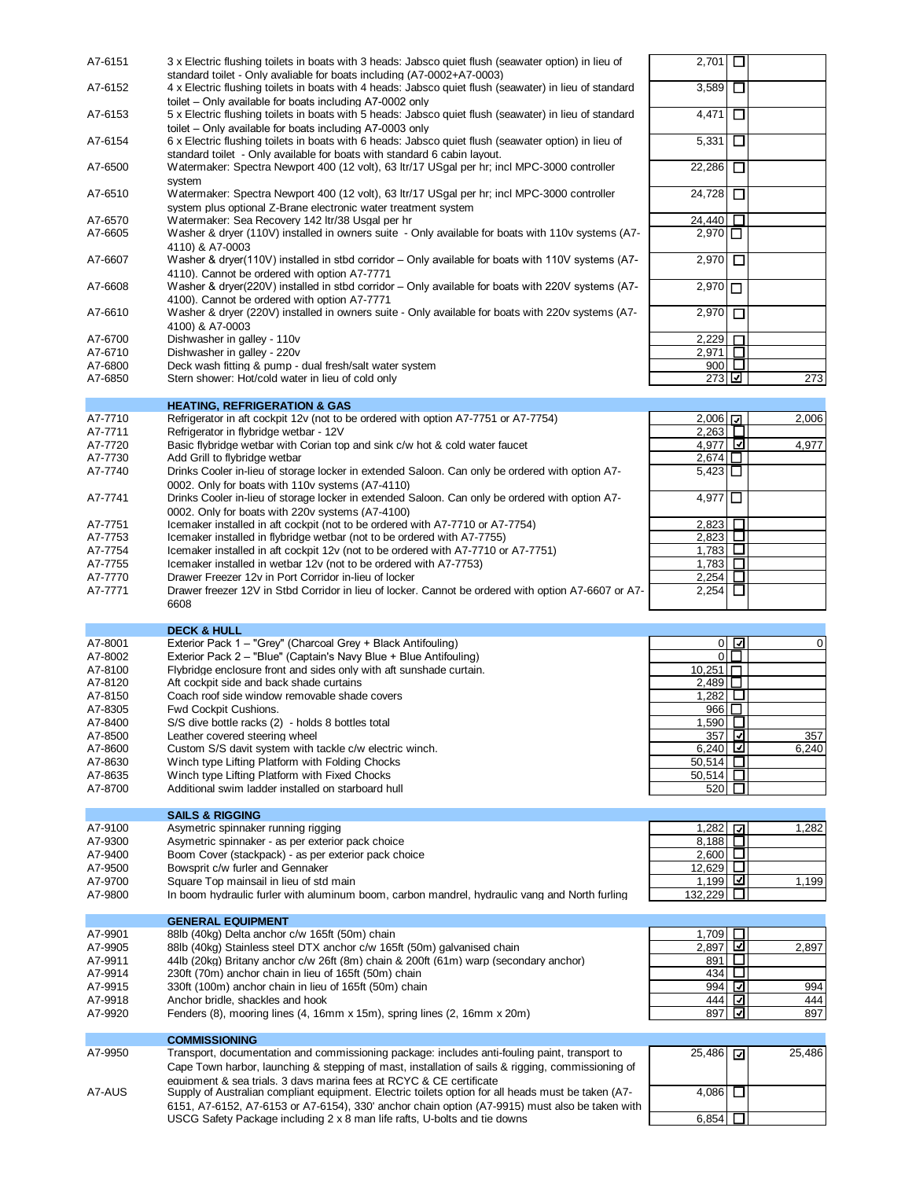| Code | Description | Price | Selected | Total |
|---|---|---|---|---|
| A7-6151 | 3 x Electric flushing toilets in boats with 3 heads: Jabsco quiet flush (seawater option) in lieu of standard toilet - Only avaliable for boats including (A7-0002+A7-0003) | 2,701 | ☐ | |
| A7-6152 | 4 x Electric flushing toilets in boats with 4 heads: Jabsco quiet flush (seawater) in lieu of standard toilet – Only available for boats including A7-0002 only | 3,589 | ☐ | |
| A7-6153 | 5 x Electric flushing toilets in boats with 5 heads: Jabsco quiet flush (seawater) in lieu of standard toilet – Only available for boats including A7-0003 only | 4,471 | ☐ | |
| A7-6154 | 6 x Electric flushing toilets in boats with 6 heads: Jabsco quiet flush (seawater option) in lieu of standard toilet - Only available for boats with standard 6 cabin layout. | 5,331 | ☐ | |
| A7-6500 | Watermaker: Spectra Newport 400 (12 volt), 63 ltr/17 USgal per hr; incl MPC-3000 controller system | 22,286 | ☐ | |
| A7-6510 | Watermaker: Spectra Newport 400 (12 volt), 63 ltr/17 USgal per hr; incl MPC-3000 controller system plus optional Z-Brane electronic water treatment system | 24,728 | ☐ | |
| A7-6570 | Watermaker: Sea Recovery 142 ltr/38 Usgal per hr | 24,440 | ☐ | |
| A7-6605 | Washer & dryer (110V) installed in owners suite - Only available for boats with 110v systems (A7-4110) & A7-0003 | 2,970 | ☐ | |
| A7-6607 | Washer & dryer(110V) installed in stbd corridor – Only available for boats with 110V systems (A7-4110). Cannot be ordered with option A7-7771 | 2,970 | ☐ | |
| A7-6608 | Washer & dryer(220V) installed in stbd corridor – Only available for boats with 220V systems (A7-4100). Cannot be ordered with option A7-7771 | 2,970 | ☐ | |
| A7-6610 | Washer & dryer (220V) installed in owners suite - Only available for boats with 220v systems (A7-4100) & A7-0003 | 2,970 | ☐ | |
| A7-6700 | Dishwasher in galley - 110v | 2,229 | ☐ | |
| A7-6710 | Dishwasher in galley - 220v | 2,971 | ☐ | |
| A7-6800 | Deck wash fitting & pump - dual fresh/salt water system | 900 | ☐ | |
| A7-6850 | Stern shower: Hot/cold water in lieu of cold only | 273 | ☑ | 273 |
| | **HEATING, REFRIGERATION & GAS** | | | |
| A7-7710 | Refrigerator in aft cockpit 12v (not to be ordered with option A7-7751 or A7-7754) | 2,006 | ☑ | 2,006 |
| A7-7711 | Refrigerator in flybridge wetbar - 12V | 2,263 | ☐ | |
| A7-7720 | Basic flybridge wetbar with Corian top and sink c/w hot & cold water faucet | 4,977 | ☑ | 4,977 |
| A7-7730 | Add Grill to flybridge wetbar | 2,674 | ☐ | |
| A7-7740 | Drinks Cooler in-lieu of storage locker in extended Saloon. Can only be ordered with option A7-0002. Only for boats with 110v systems (A7-4110) | 5,423 | ☐ | |
| A7-7741 | Drinks Cooler in-lieu of storage locker in extended Saloon. Can only be ordered with option A7-0002. Only for boats with 220v systems (A7-4100) | 4,977 | ☐ | |
| A7-7751 | Icemaker installed in aft cockpit (not to be ordered with A7-7710 or A7-7754) | 2,823 | ☐ | |
| A7-7753 | Icemaker installed in flybridge wetbar (not to be ordered with A7-7755) | 2,823 | ☐ | |
| A7-7754 | Icemaker installed in aft cockpit 12v (not to be ordered with A7-7710 or A7-7751) | 1,783 | ☐ | |
| A7-7755 | Icemaker installed in wetbar 12v (not to be ordered with A7-7753) | 1,783 | ☐ | |
| A7-7770 | Drawer Freezer 12v in Port Corridor in-lieu of locker | 2,254 | ☐ | |
| A7-7771 | Drawer freezer 12V in Stbd Corridor in lieu of locker. Cannot be ordered with option A7-6607 or A7-6608 | 2,254 | ☐ | |
| | **DECK & HULL** | | | |
| A7-8001 | Exterior Pack 1 – "Grey" (Charcoal Grey + Black Antifouling) | 0 | ☑ | 0 |
| A7-8002 | Exterior Pack 2 – "Blue" (Captain's Navy Blue + Blue Antifouling) | 0 | ☐ | |
| A7-8100 | Flybridge enclosure front and sides only with aft sunshade curtain. | 10,251 | ☐ | |
| A7-8120 | Aft cockpit side and back shade curtains | 2,489 | ☐ | |
| A7-8150 | Coach roof side window removable shade covers | 1,282 | ☐ | |
| A7-8305 | Fwd Cockpit Cushions. | 966 | ☐ | |
| A7-8400 | S/S dive bottle racks (2) - holds 8 bottles total | 1,590 | ☐ | |
| A7-8500 | Leather covered steering wheel | 357 | ☑ | 357 |
| A7-8600 | Custom S/S davit system with tackle c/w electric winch. | 6,240 | ☑ | 6,240 |
| A7-8630 | Winch type Lifting Platform with Folding Chocks | 50,514 | ☐ | |
| A7-8635 | Winch type Lifting Platform with Fixed Chocks | 50,514 | ☐ | |
| A7-8700 | Additional swim ladder installed on starboard hull | 520 | ☐ | |
| | **SAILS & RIGGING** | | | |
| A7-9100 | Asymetric spinnaker running rigging | 1,282 | ☑ | 1,282 |
| A7-9300 | Asymetric spinnaker - as per exterior pack choice | 8,188 | ☐ | |
| A7-9400 | Boom Cover (stackpack) - as per exterior pack choice | 2,600 | ☐ | |
| A7-9500 | Bowsprit c/w furler and Gennaker | 12,629 | ☐ | |
| A7-9700 | Square Top mainsail in lieu of std main | 1,199 | ☑ | 1,199 |
| A7-9800 | In boom hydraulic furler with aluminum boom, carbon mandrel, hydraulic vang and North furling | 132,229 | ☐ | |
| | **GENERAL EQUIPMENT** | | | |
| A7-9901 | 88lb (40kg) Delta anchor c/w 165ft (50m) chain | 1,709 | ☐ | |
| A7-9905 | 88lb (40kg) Stainless steel DTX anchor c/w 165ft (50m) galvanised chain | 2,897 | ☑ | 2,897 |
| A7-9911 | 44lb (20kg) Britany anchor c/w 26ft (8m) chain & 200ft (61m) warp (secondary anchor) | 891 | ☐ | |
| A7-9914 | 230ft (70m) anchor chain in lieu of 165ft (50m) chain | 434 | ☐ | |
| A7-9915 | 330ft (100m) anchor chain in lieu of 165ft (50m) chain | 994 | ☑ | 994 |
| A7-9918 | Anchor bridle, shackles and hook | 444 | ☑ | 444 |
| A7-9920 | Fenders (8), mooring lines (4, 16mm x 15m), spring lines (2, 16mm x 20m) | 897 | ☑ | 897 |
| | **COMMISSIONING** | | | |
| A7-9950 | Transport, documentation and commissioning package: includes anti-fouling paint, transport to Cape Town harbor, launching & stepping of mast, installation of sails & rigging, commissioning of equipment & sea trials. 3 days marina fees at RCYC & CE certificate | 25,486 | ☑ | 25,486 |
| A7-AUS | Supply of Australian compliant equipment. Electric toilets option for all heads must be taken (A7-6151, A7-6152, A7-6153 or A7-6154), 330' anchor chain option (A7-9915) must also be taken with | 4,086 | ☐ | |
| | USCG Safety Package including 2 x 8 man life rafts, U-bolts and tie downs | 6,854 | ☐ | |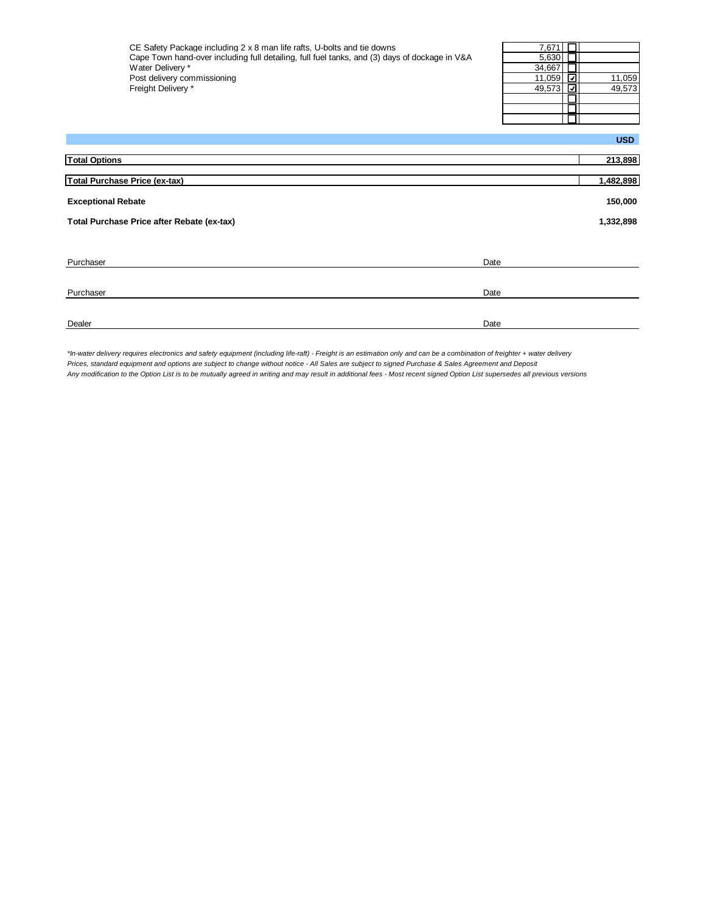| Option | Price | Selected | Amount |
|---|---|---|---|
| CE Safety Package including 2 x 8 man life rafts, U-bolts and tie downs | 7,671 | ☐ | |
| Cape Town hand-over including full detailing, full fuel tanks, and (3) days of dockage in V&A | 5,630 | ☐ | |
| Water Delivery * | 34,667 | ☐ | |
| Post delivery commissioning | 11,059 | ☑ | 11,059 |
| Freight Delivery * | 49,573 | ☑ | 49,573 |
| | | ☐ | |
| | | ☐ | |
| | | ☐ | |

| | USD |
|---|---|
| **Total Options** | **213,898** |
| **Total Purchase Price (ex-tax)** | **1,482,898** |
| **Exceptional Rebate** | **150,000** |
| **Total Purchase Price after Rebate (ex-tax)** | **1,332,898** |

Purchaser ______________________________ Date ______________

Purchaser ______________________________ Date ______________

Dealer ______________________________ Date ______________

*\*In-water delivery requires electronics and safety equipment (including life-raft) - Freight is an estimation only and can be a combination of freighter + water delivery*

*Prices, standard equipment and options are subject to change without notice - All Sales are subject to signed Purchase & Sales Agreement and Deposit*

*Any modification to the Option List is to be mutually agreed in writing and may result in additional fees - Most recent signed Option List supersedes all previous versions*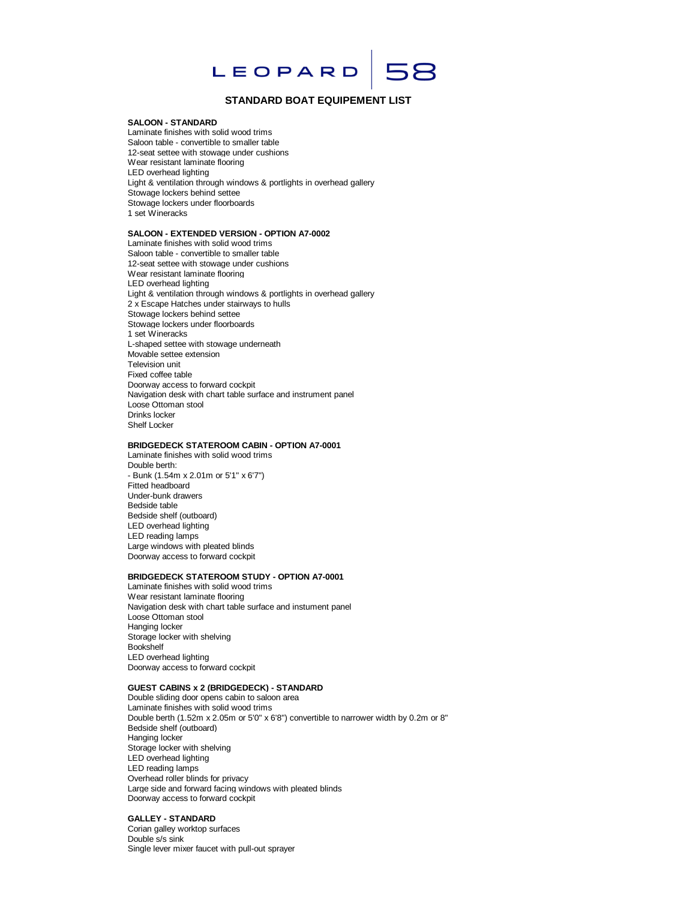# LEOPARD 58

## STANDARD BOAT EQUIPEMENT LIST

**SALOON - STANDARD**

Laminate finishes with solid wood trims
Saloon table - convertible to smaller table
12-seat settee with stowage under cushions
Wear resistant laminate flooring
LED overhead lighting
Light & ventilation through windows & portlights in overhead gallery
Stowage lockers behind settee
Stowage lockers under floorboards
1 set Wineracks

**SALOON - EXTENDED VERSION - OPTION A7-0002**

Laminate finishes with solid wood trims
Saloon table - convertible to smaller table
12-seat settee with stowage under cushions
Wear resistant laminate flooring
LED overhead lighting
Light & ventilation through windows & portlights in overhead gallery
2 x Escape Hatches under stairways to hulls
Stowage lockers behind settee
Stowage lockers under floorboards
1 set Wineracks
L-shaped settee with stowage underneath
Movable settee extension
Television unit
Fixed coffee table
Doorway access to forward cockpit
Navigation desk with chart table surface and instrument panel
Loose Ottoman stool
Drinks locker
Shelf Locker

**BRIDGEDECK STATEROOM CABIN - OPTION A7-0001**

Laminate finishes with solid wood trims
Double berth:
- Bunk (1.54m x 2.01m or 5'1" x 6'7")

Fitted headboard
Under-bunk drawers
Bedside table
Bedside shelf (outboard)
LED overhead lighting
LED reading lamps
Large windows with pleated blinds
Doorway access to forward cockpit

**BRIDGEDECK STATEROOM STUDY - OPTION A7-0001**

Laminate finishes with solid wood trims
Wear resistant laminate flooring
Navigation desk with chart table surface and instument panel
Loose Ottoman stool
Hanging locker
Storage locker with shelving
Bookshelf
LED overhead lighting
Doorway access to forward cockpit

**GUEST CABINS x 2 (BRIDGEDECK) - STANDARD**

Double sliding door opens cabin to saloon area
Laminate finishes with solid wood trims
Double berth (1.52m x 2.05m or 5'0" x 6'8") convertible to narrower width by 0.2m or 8"
Bedside shelf (outboard)
Hanging locker
Storage locker with shelving
LED overhead lighting
LED reading lamps
Overhead roller blinds for privacy
Large side and forward facing windows with pleated blinds
Doorway access to forward cockpit

**GALLEY - STANDARD**

Corian galley worktop surfaces
Double s/s sink
Single lever mixer faucet with pull-out sprayer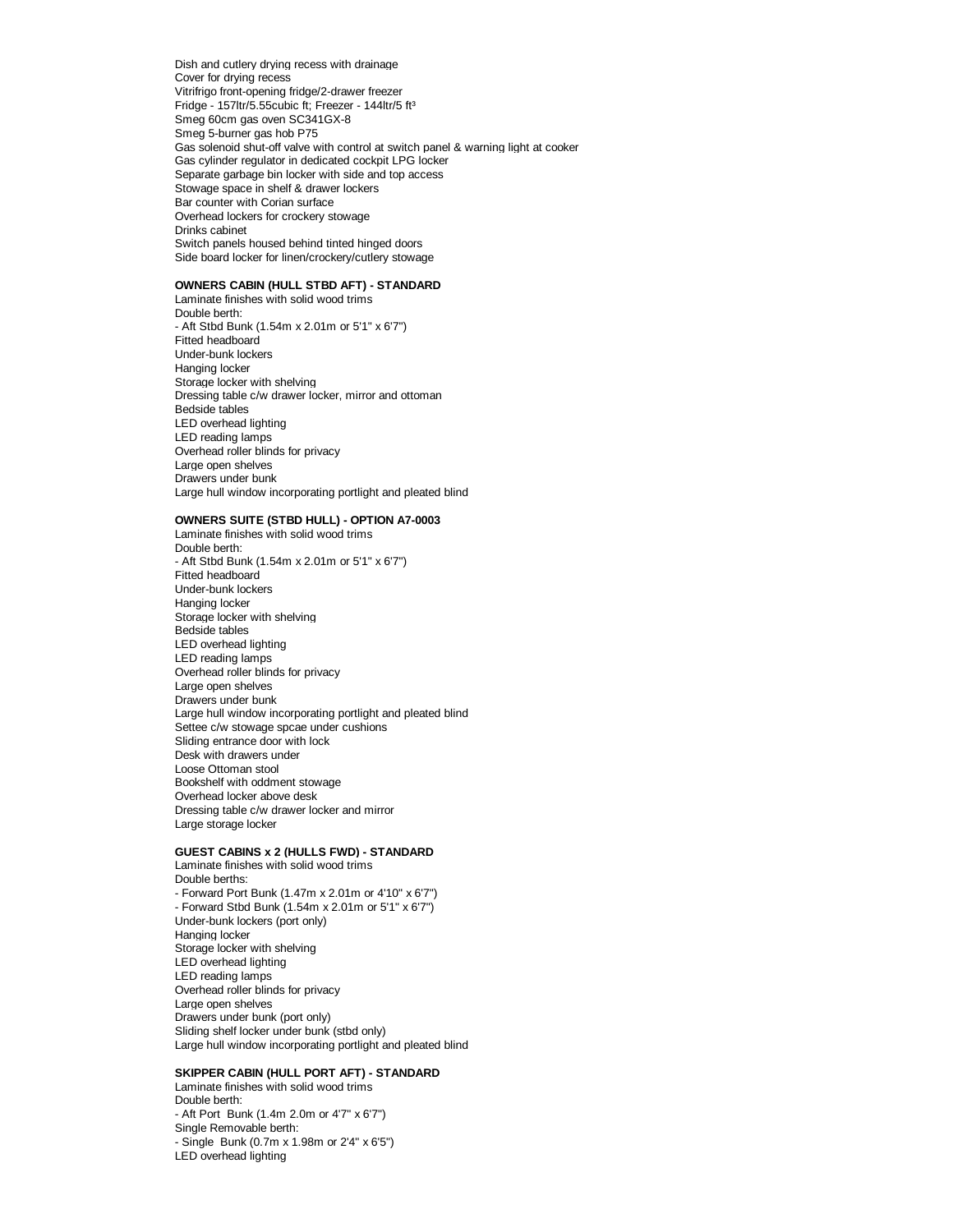Dish and cutlery drying recess with drainage
Cover for drying recess
Vitrifrigo front-opening fridge/2-drawer freezer
Fridge - 157ltr/5.55cubic ft; Freezer - 144ltr/5 ft³
Smeg 60cm gas oven SC341GX-8
Smeg 5-burner gas hob P75
Gas solenoid shut-off valve with control at switch panel & warning light at cooker
Gas cylinder regulator in dedicated cockpit LPG locker
Separate garbage bin locker with side and top access
Stowage space in shelf & drawer lockers
Bar counter with Corian surface
Overhead lockers for crockery stowage
Drinks cabinet
Switch panels housed behind tinted hinged doors
Side board locker for linen/crockery/cutlery stowage

**OWNERS CABIN (HULL STBD AFT) - STANDARD**

Laminate finishes with solid wood trims
Double berth:
- Aft Stbd Bunk (1.54m x 2.01m or 5'1" x 6'7")

Fitted headboard
Under-bunk lockers
Hanging locker
Storage locker with shelving
Dressing table c/w drawer locker, mirror and ottoman
Bedside tables
LED overhead lighting
LED reading lamps
Overhead roller blinds for privacy
Large open shelves
Drawers under bunk
Large hull window incorporating portlight and pleated blind

**OWNERS SUITE (STBD HULL) - OPTION A7-0003**

Laminate finishes with solid wood trims
Double berth:
- Aft Stbd Bunk (1.54m x 2.01m or 5'1" x 6'7")

Fitted headboard
Under-bunk lockers
Hanging locker
Storage locker with shelving
Bedside tables
LED overhead lighting
LED reading lamps
Overhead roller blinds for privacy
Large open shelves
Drawers under bunk
Large hull window incorporating portlight and pleated blind
Settee c/w stowage spcae under cushions
Sliding entrance door with lock
Desk with drawers under
Loose Ottoman stool
Bookshelf with oddment stowage
Overhead locker above desk
Dressing table c/w drawer locker and mirror
Large storage locker

**GUEST CABINS x 2 (HULLS FWD) - STANDARD**

Laminate finishes with solid wood trims
Double berths:
- Forward Port Bunk (1.47m x 2.01m or 4'10" x 6'7")
- Forward Stbd Bunk (1.54m x 2.01m or 5'1" x 6'7")

Under-bunk lockers (port only)
Hanging locker
Storage locker with shelving
LED overhead lighting
LED reading lamps
Overhead roller blinds for privacy
Large open shelves
Drawers under bunk (port only)
Sliding shelf locker under bunk (stbd only)
Large hull window incorporating portlight and pleated blind

**SKIPPER CABIN (HULL PORT AFT) - STANDARD**

Laminate finishes with solid wood trims
Double berth:
- Aft Port Bunk (1.4m 2.0m or 4'7" x 6'7")

Single Removable berth:
- Single Bunk (0.7m x 1.98m or 2'4" x 6'5")

LED overhead lighting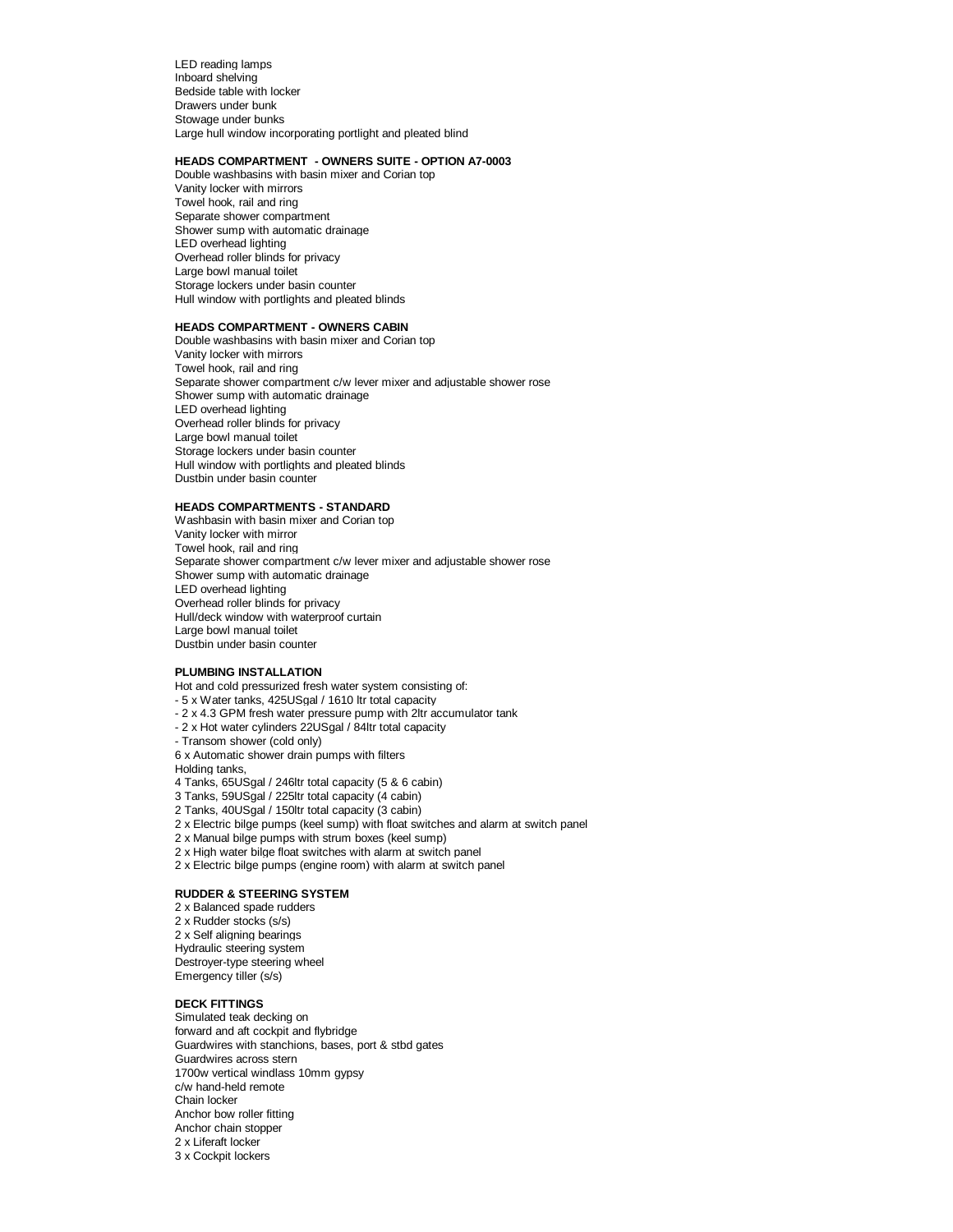LED reading lamps
Inboard shelving
Bedside table with locker
Drawers under bunk
Stowage under bunks
Large hull window incorporating portlight and pleated blind

**HEADS COMPARTMENT - OWNERS SUITE - OPTION A7-0003**

Double washbasins with basin mixer and Corian top
Vanity locker with mirrors
Towel hook, rail and ring
Separate shower compartment
Shower sump with automatic drainage
LED overhead lighting
Overhead roller blinds for privacy
Large bowl manual toilet
Storage lockers under basin counter
Hull window with portlights and pleated blinds

**HEADS COMPARTMENT - OWNERS CABIN**

Double washbasins with basin mixer and Corian top
Vanity locker with mirrors
Towel hook, rail and ring
Separate shower compartment c/w lever mixer and adjustable shower rose
Shower sump with automatic drainage
LED overhead lighting
Overhead roller blinds for privacy
Large bowl manual toilet
Storage lockers under basin counter
Hull window with portlights and pleated blinds
Dustbin under basin counter

**HEADS COMPARTMENTS - STANDARD**

Washbasin with basin mixer and Corian top
Vanity locker with mirror
Towel hook, rail and ring
Separate shower compartment c/w lever mixer and adjustable shower rose
Shower sump with automatic drainage
LED overhead lighting
Overhead roller blinds for privacy
Hull/deck window with waterproof curtain
Large bowl manual toilet
Dustbin under basin counter

**PLUMBING INSTALLATION**

Hot and cold pressurized fresh water system consisting of:
- 5 x Water tanks, 425USgal / 1610 ltr total capacity
- 2 x 4.3 GPM fresh water pressure pump with 2ltr accumulator tank
- 2 x Hot water cylinders 22USgal / 84ltr total capacity
- Transom shower (cold only)

6 x Automatic shower drain pumps with filters
Holding tanks,
4 Tanks, 65USgal / 246ltr total capacity (5 & 6 cabin)
3 Tanks, 59USgal / 225ltr total capacity (4 cabin)
2 Tanks, 40USgal / 150ltr total capacity (3 cabin)
2 x Electric bilge pumps (keel sump) with float switches and alarm at switch panel
2 x Manual bilge pumps with strum boxes (keel sump)
2 x High water bilge float switches with alarm at switch panel
2 x Electric bilge pumps (engine room) with alarm at switch panel

**RUDDER & STEERING SYSTEM**

2 x Balanced spade rudders
2 x Rudder stocks (s/s)
2 x Self aligning bearings
Hydraulic steering system
Destroyer-type steering wheel
Emergency tiller (s/s)

**DECK FITTINGS**

Simulated teak decking on
forward and aft cockpit and flybridge
Guardwires with stanchions, bases, port & stbd gates
Guardwires across stern
1700w vertical windlass 10mm gypsy
c/w hand-held remote
Chain locker
Anchor bow roller fitting
Anchor chain stopper
2 x Liferaft locker
3 x Cockpit lockers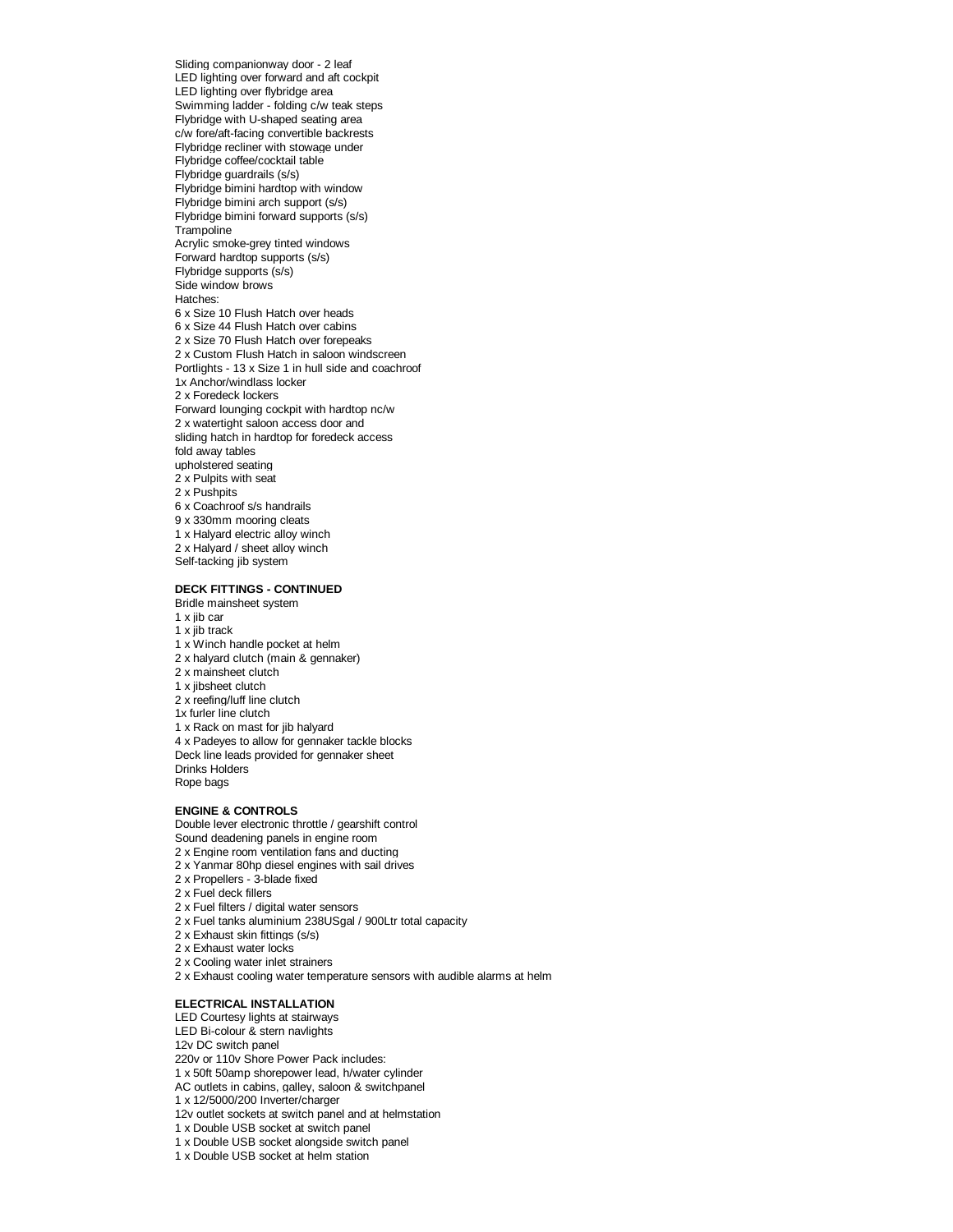Sliding companionway door - 2 leaf
LED lighting over forward and aft cockpit
LED lighting over flybridge area
Swimming ladder - folding c/w teak steps
Flybridge with U-shaped seating area
c/w fore/aft-facing convertible backrests
Flybridge recliner with stowage under
Flybridge coffee/cocktail table
Flybridge guardrails (s/s)
Flybridge bimini hardtop with window
Flybridge bimini arch support (s/s)
Flybridge bimini forward supports (s/s)
Trampoline
Acrylic smoke-grey tinted windows
Forward hardtop supports (s/s)
Flybridge supports (s/s)
Side window brows
Hatches:
6 x Size 10 Flush Hatch over heads
6 x Size 44 Flush Hatch over cabins
2 x Size 70 Flush Hatch over forepeaks
2 x Custom Flush Hatch in saloon windscreen
Portlights - 13 x Size 1 in hull side and coachroof
1x Anchor/windlass locker
2 x Foredeck lockers
Forward lounging cockpit with hardtop nc/w
2 x watertight saloon access door and
sliding hatch in hardtop for foredeck access
fold away tables
upholstered seating
2 x Pulpits with seat
2 x Pushpits
6 x Coachroof s/s handrails
9 x 330mm mooring cleats
1 x Halyard electric alloy winch
2 x Halyard / sheet alloy winch
Self-tacking jib system

**DECK FITTINGS - CONTINUED**

Bridle mainsheet system
1 x jib car
1 x jib track
1 x Winch handle pocket at helm
2 x halyard clutch (main & gennaker)
2 x mainsheet clutch
1 x jibsheet clutch
2 x reefing/luff line clutch
1x furler line clutch
1 x Rack on mast for jib halyard
4 x Padeyes to allow for gennaker tackle blocks
Deck line leads provided for gennaker sheet
Drinks Holders
Rope bags

**ENGINE & CONTROLS**

Double lever electronic throttle / gearshift control
Sound deadening panels in engine room
2 x Engine room ventilation fans and ducting
2 x Yanmar 80hp diesel engines with sail drives
2 x Propellers - 3-blade fixed
2 x Fuel deck fillers
2 x Fuel filters / digital water sensors
2 x Fuel tanks aluminium 238USgal / 900Ltr total capacity
2 x Exhaust skin fittings (s/s)
2 x Exhaust water locks
2 x Cooling water inlet strainers
2 x Exhaust cooling water temperature sensors with audible alarms at helm

**ELECTRICAL INSTALLATION**

LED Courtesy lights at stairways
LED Bi-colour & stern navlights
12v DC switch panel
220v or 110v Shore Power Pack includes:
1 x 50ft 50amp shorepower lead, h/water cylinder
AC outlets in cabins, galley, saloon & switchpanel
1 x 12/5000/200 Inverter/charger
12v outlet sockets at switch panel and at helmstation
1 x Double USB socket at switch panel
1 x Double USB socket alongside switch panel
1 x Double USB socket at helm station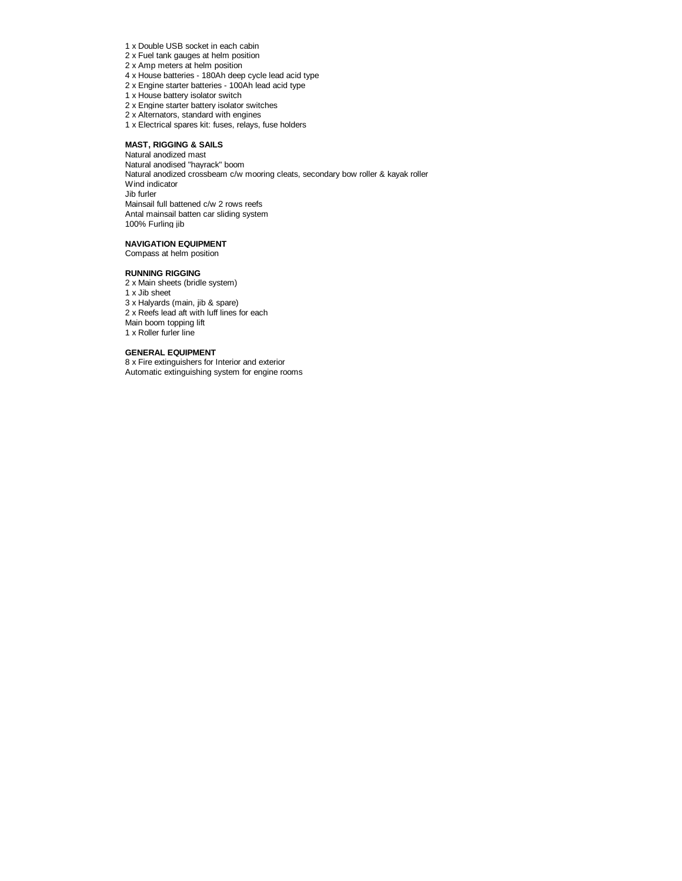1 x Double USB socket in each cabin
2 x Fuel tank gauges at helm position
2 x Amp meters at helm position
4 x House batteries - 180Ah deep cycle lead acid type
2 x Engine starter batteries - 100Ah lead acid type
1 x House battery isolator switch
2 x Engine starter battery isolator switches
2 x Alternators, standard with engines
1 x Electrical spares kit: fuses, relays, fuse holders

**MAST, RIGGING & SAILS**

Natural anodized mast
Natural anodised "hayrack" boom
Natural anodized crossbeam c/w mooring cleats, secondary bow roller & kayak roller
Wind indicator
Jib furler
Mainsail full battened c/w 2 rows reefs
Antal mainsail batten car sliding system
100% Furling jib

**NAVIGATION EQUIPMENT**

Compass at helm position

**RUNNING RIGGING**

2 x Main sheets (bridle system)
1 x Jib sheet
3 x Halyards (main, jib & spare)
2 x Reefs lead aft with luff lines for each
Main boom topping lift
1 x Roller furler line

**GENERAL EQUIPMENT**

8 x Fire extinguishers for Interior and exterior
Automatic extinguishing system for engine rooms